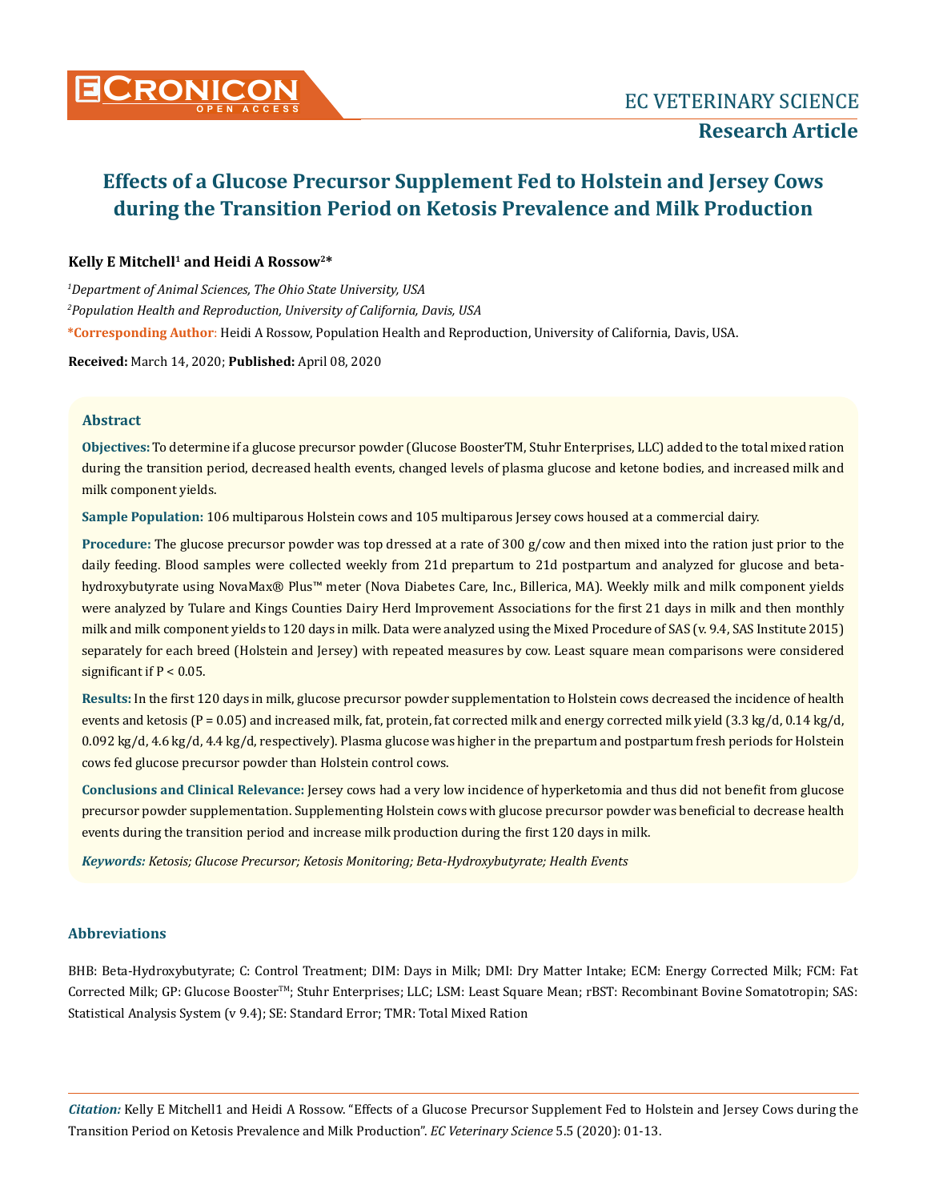# Effects of a Glucose Precursor Supplement Fed to Holstein and Jersey Cows during the Transition Period on Ketosis Prevalence and Milk Production

**Kelly E Mitchell[1] and Heidi A Rossow[2]***

*[1]Department of Animal Sciences, The Ohio State University, USA*

*[2]Population Health and Reproduction, University of California, Davis, USA*

***Corresponding Author**: Heidi A Rossow, Population Health and Reproduction, University of California, Davis, USA.

**Received:** March 14, 2020; **Published:** April 08, 2020

## Abstract

**Objectives:** To determine if a glucose precursor powder (Glucose BoosterTM, Stuhr Enterprises, LLC) added to the total mixed ration during the transition period, decreased health events, changed levels of plasma glucose and ketone bodies, and increased milk and milk component yields.

**Sample Population:** 106 multiparous Holstein cows and 105 multiparous Jersey cows housed at a commercial dairy.

**Procedure:** The glucose precursor powder was top dressed at a rate of 300 g/cow and then mixed into the ration just prior to the daily feeding. Blood samples were collected weekly from 21d prepartum to 21d postpartum and analyzed for glucose and beta-hydroxybutyrate using NovaMax® Plus™ meter (Nova Diabetes Care, Inc., Billerica, MA). Weekly milk and milk component yields were analyzed by Tulare and Kings Counties Dairy Herd Improvement Associations for the first 21 days in milk and then monthly milk and milk component yields to 120 days in milk. Data were analyzed using the Mixed Procedure of SAS (v. 9.4, SAS Institute 2015) separately for each breed (Holstein and Jersey) with repeated measures by cow. Least square mean comparisons were considered significant if P < 0.05.

**Results:** In the first 120 days in milk, glucose precursor powder supplementation to Holstein cows decreased the incidence of health events and ketosis (P = 0.05) and increased milk, fat, protein, fat corrected milk and energy corrected milk yield (3.3 kg/d, 0.14 kg/d, 0.092 kg/d, 4.6 kg/d, 4.4 kg/d, respectively). Plasma glucose was higher in the prepartum and postpartum fresh periods for Holstein cows fed glucose precursor powder than Holstein control cows.

**Conclusions and Clinical Relevance:** Jersey cows had a very low incidence of hyperketomia and thus did not benefit from glucose precursor powder supplementation. Supplementing Holstein cows with glucose precursor powder was beneficial to decrease health events during the transition period and increase milk production during the first 120 days in milk.

***Keywords:*** *Ketosis; Glucose Precursor; Ketosis Monitoring; Beta-Hydroxybutyrate; Health Events*

## Abbreviations

BHB: Beta-Hydroxybutyrate; C: Control Treatment; DIM: Days in Milk; DMI: Dry Matter Intake; ECM: Energy Corrected Milk; FCM: Fat Corrected Milk; GP: Glucose Booster™; Stuhr Enterprises; LLC; LSM: Least Square Mean; rBST: Recombinant Bovine Somatotropin; SAS: Statistical Analysis System (v 9.4); SE: Standard Error; TMR: Total Mixed Ration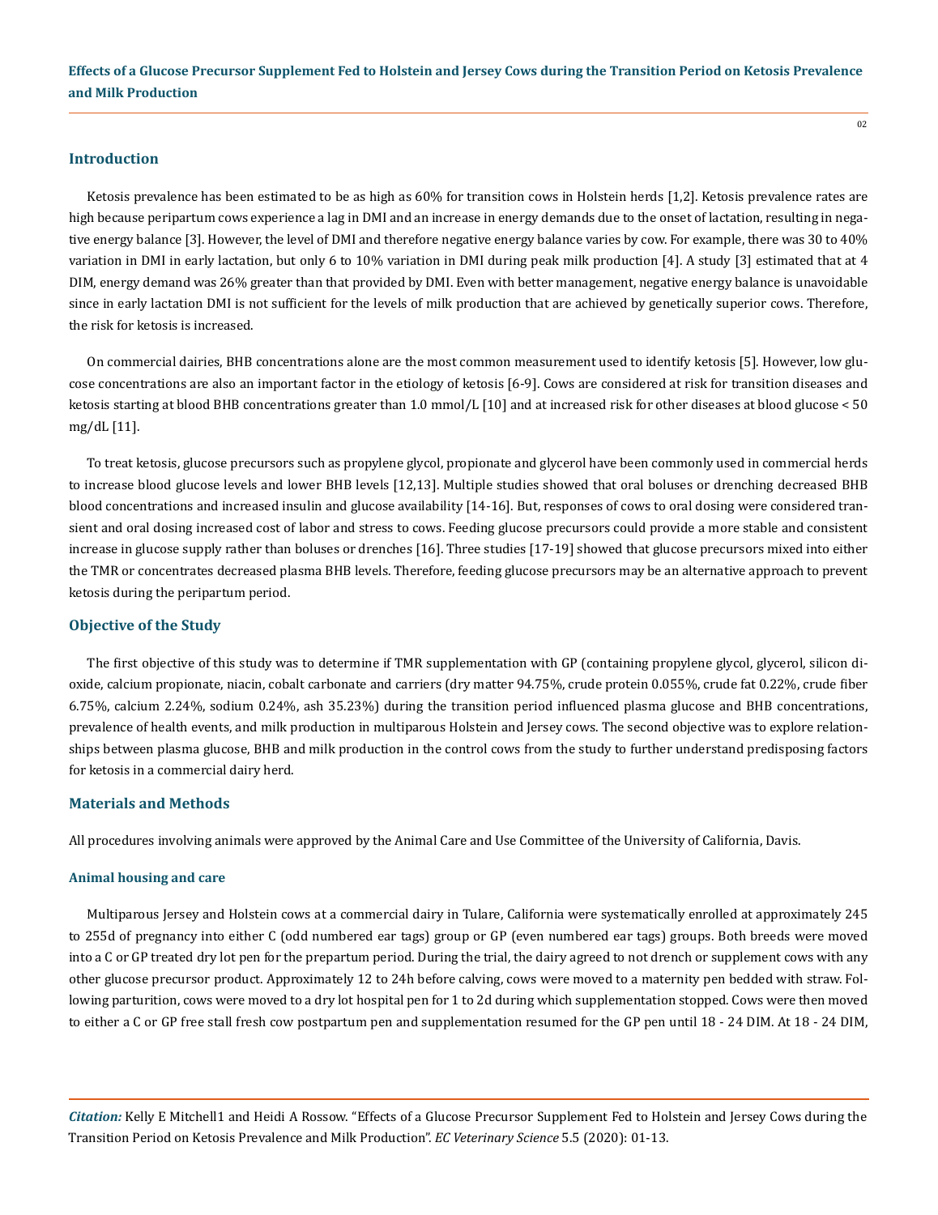## Introduction

Ketosis prevalence has been estimated to be as high as 60% for transition cows in Holstein herds [1,2]. Ketosis prevalence rates are high because peripartum cows experience a lag in DMI and an increase in energy demands due to the onset of lactation, resulting in negative energy balance [3]. However, the level of DMI and therefore negative energy balance varies by cow. For example, there was 30 to 40% variation in DMI in early lactation, but only 6 to 10% variation in DMI during peak milk production [4]. A study [3] estimated that at 4 DIM, energy demand was 26% greater than that provided by DMI. Even with better management, negative energy balance is unavoidable since in early lactation DMI is not sufficient for the levels of milk production that are achieved by genetically superior cows. Therefore, the risk for ketosis is increased.

On commercial dairies, BHB concentrations alone are the most common measurement used to identify ketosis [5]. However, low glucose concentrations are also an important factor in the etiology of ketosis [6-9]. Cows are considered at risk for transition diseases and ketosis starting at blood BHB concentrations greater than 1.0 mmol/L [10] and at increased risk for other diseases at blood glucose < 50 mg/dL [11].

To treat ketosis, glucose precursors such as propylene glycol, propionate and glycerol have been commonly used in commercial herds to increase blood glucose levels and lower BHB levels [12,13]. Multiple studies showed that oral boluses or drenching decreased BHB blood concentrations and increased insulin and glucose availability [14-16]. But, responses of cows to oral dosing were considered transient and oral dosing increased cost of labor and stress to cows. Feeding glucose precursors could provide a more stable and consistent increase in glucose supply rather than boluses or drenches [16]. Three studies [17-19] showed that glucose precursors mixed into either the TMR or concentrates decreased plasma BHB levels. Therefore, feeding glucose precursors may be an alternative approach to prevent ketosis during the peripartum period.

## Objective of the Study

The first objective of this study was to determine if TMR supplementation with GP (containing propylene glycol, glycerol, silicon dioxide, calcium propionate, niacin, cobalt carbonate and carriers (dry matter 94.75%, crude protein 0.055%, crude fat 0.22%, crude fiber 6.75%, calcium 2.24%, sodium 0.24%, ash 35.23%) during the transition period influenced plasma glucose and BHB concentrations, prevalence of health events, and milk production in multiparous Holstein and Jersey cows. The second objective was to explore relationships between plasma glucose, BHB and milk production in the control cows from the study to further understand predisposing factors for ketosis in a commercial dairy herd.

## Materials and Methods

All procedures involving animals were approved by the Animal Care and Use Committee of the University of California, Davis.

### Animal housing and care

Multiparous Jersey and Holstein cows at a commercial dairy in Tulare, California were systematically enrolled at approximately 245 to 255d of pregnancy into either C (odd numbered ear tags) group or GP (even numbered ear tags) groups. Both breeds were moved into a C or GP treated dry lot pen for the prepartum period. During the trial, the dairy agreed to not drench or supplement cows with any other glucose precursor product. Approximately 12 to 24h before calving, cows were moved to a maternity pen bedded with straw. Following parturition, cows were moved to a dry lot hospital pen for 1 to 2d during which supplementation stopped. Cows were then moved to either a C or GP free stall fresh cow postpartum pen and supplementation resumed for the GP pen until 18 - 24 DIM. At 18 - 24 DIM,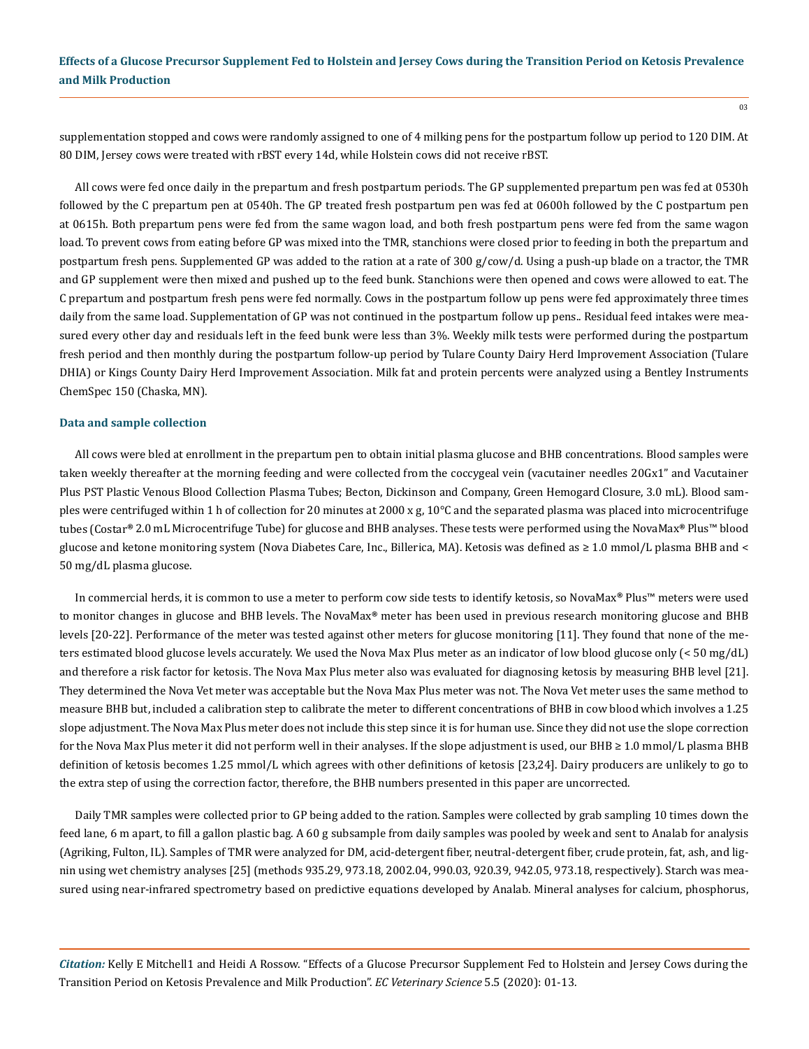supplementation stopped and cows were randomly assigned to one of 4 milking pens for the postpartum follow up period to 120 DIM. At 80 DIM, Jersey cows were treated with rBST every 14d, while Holstein cows did not receive rBST.

All cows were fed once daily in the prepartum and fresh postpartum periods. The GP supplemented prepartum pen was fed at 0530h followed by the C prepartum pen at 0540h. The GP treated fresh postpartum pen was fed at 0600h followed by the C postpartum pen at 0615h. Both prepartum pens were fed from the same wagon load, and both fresh postpartum pens were fed from the same wagon load. To prevent cows from eating before GP was mixed into the TMR, stanchions were closed prior to feeding in both the prepartum and postpartum fresh pens. Supplemented GP was added to the ration at a rate of 300 g/cow/d. Using a push-up blade on a tractor, the TMR and GP supplement were then mixed and pushed up to the feed bunk. Stanchions were then opened and cows were allowed to eat. The C prepartum and postpartum fresh pens were fed normally. Cows in the postpartum follow up pens were fed approximately three times daily from the same load. Supplementation of GP was not continued in the postpartum follow up pens.. Residual feed intakes were measured every other day and residuals left in the feed bunk were less than 3%. Weekly milk tests were performed during the postpartum fresh period and then monthly during the postpartum follow-up period by Tulare County Dairy Herd Improvement Association (Tulare DHIA) or Kings County Dairy Herd Improvement Association. Milk fat and protein percents were analyzed using a Bentley Instruments ChemSpec 150 (Chaska, MN).

### Data and sample collection

All cows were bled at enrollment in the prepartum pen to obtain initial plasma glucose and BHB concentrations. Blood samples were taken weekly thereafter at the morning feeding and were collected from the coccygeal vein (vacutainer needles 20Gx1" and Vacutainer Plus PST Plastic Venous Blood Collection Plasma Tubes; Becton, Dickinson and Company, Green Hemogard Closure, 3.0 mL). Blood samples were centrifuged within 1 h of collection for 20 minutes at 2000 x g, 10°C and the separated plasma was placed into microcentrifuge tubes (Costar® 2.0 mL Microcentrifuge Tube) for glucose and BHB analyses. These tests were performed using the NovaMax® Plus™ blood glucose and ketone monitoring system (Nova Diabetes Care, Inc., Billerica, MA). Ketosis was defined as ≥ 1.0 mmol/L plasma BHB and < 50 mg/dL plasma glucose.

In commercial herds, it is common to use a meter to perform cow side tests to identify ketosis, so NovaMax® Plus™ meters were used to monitor changes in glucose and BHB levels. The NovaMax® meter has been used in previous research monitoring glucose and BHB levels [20-22]. Performance of the meter was tested against other meters for glucose monitoring [11]. They found that none of the meters estimated blood glucose levels accurately. We used the Nova Max Plus meter as an indicator of low blood glucose only (< 50 mg/dL) and therefore a risk factor for ketosis. The Nova Max Plus meter also was evaluated for diagnosing ketosis by measuring BHB level [21]. They determined the Nova Vet meter was acceptable but the Nova Max Plus meter was not. The Nova Vet meter uses the same method to measure BHB but, included a calibration step to calibrate the meter to different concentrations of BHB in cow blood which involves a 1.25 slope adjustment. The Nova Max Plus meter does not include this step since it is for human use. Since they did not use the slope correction for the Nova Max Plus meter it did not perform well in their analyses. If the slope adjustment is used, our BHB ≥ 1.0 mmol/L plasma BHB definition of ketosis becomes 1.25 mmol/L which agrees with other definitions of ketosis [23,24]. Dairy producers are unlikely to go to the extra step of using the correction factor, therefore, the BHB numbers presented in this paper are uncorrected.

Daily TMR samples were collected prior to GP being added to the ration. Samples were collected by grab sampling 10 times down the feed lane, 6 m apart, to fill a gallon plastic bag. A 60 g subsample from daily samples was pooled by week and sent to Analab for analysis (Agriking, Fulton, IL). Samples of TMR were analyzed for DM, acid-detergent fiber, neutral-detergent fiber, crude protein, fat, ash, and lignin using wet chemistry analyses [25] (methods 935.29, 973.18, 2002.04, 990.03, 920.39, 942.05, 973.18, respectively). Starch was measured using near-infrared spectrometry based on predictive equations developed by Analab. Mineral analyses for calcium, phosphorus,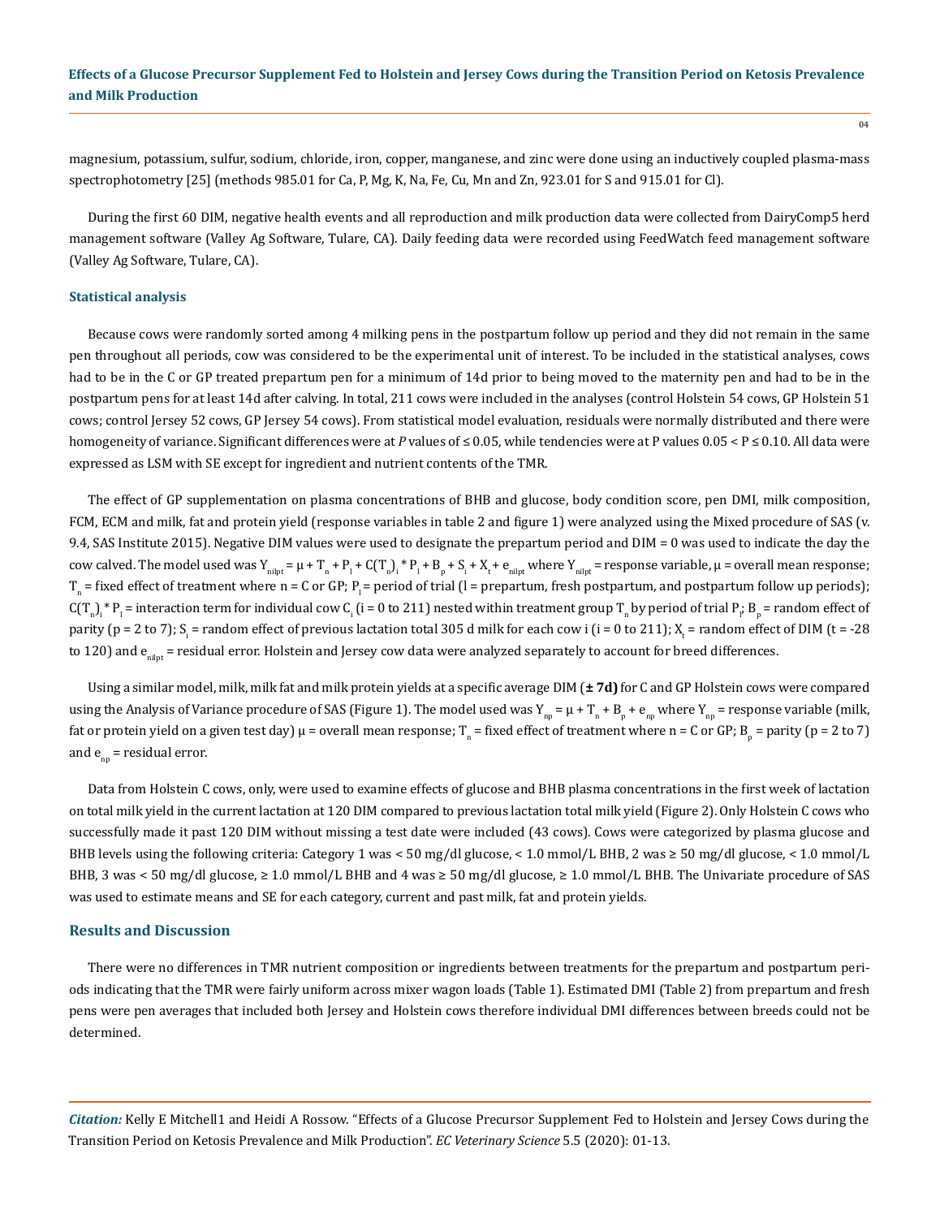magnesium, potassium, sulfur, sodium, chloride, iron, copper, manganese, and zinc were done using an inductively coupled plasma-mass spectrophotometry [25] (methods 985.01 for Ca, P, Mg, K, Na, Fe, Cu, Mn and Zn, 923.01 for S and 915.01 for Cl).

During the first 60 DIM, negative health events and all reproduction and milk production data were collected from DairyComp5 herd management software (Valley Ag Software, Tulare, CA). Daily feeding data were recorded using FeedWatch feed management software (Valley Ag Software, Tulare, CA).

### Statistical analysis

Because cows were randomly sorted among 4 milking pens in the postpartum follow up period and they did not remain in the same pen throughout all periods, cow was considered to be the experimental unit of interest. To be included in the statistical analyses, cows had to be in the C or GP treated prepartum pen for a minimum of 14d prior to being moved to the maternity pen and had to be in the postpartum pens for at least 14d after calving. In total, 211 cows were included in the analyses (control Holstein 54 cows, GP Holstein 51 cows; control Jersey 52 cows, GP Jersey 54 cows). From statistical model evaluation, residuals were normally distributed and there were homogeneity of variance. Significant differences were at *P* values of ≤ 0.05, while tendencies were at P values 0.05 < P ≤ 0.10. All data were expressed as LSM with SE except for ingredient and nutrient contents of the TMR.

The effect of GP supplementation on plasma concentrations of BHB and glucose, body condition score, pen DMI, milk composition, FCM, ECM and milk, fat and protein yield (response variables in table 2 and figure 1) were analyzed using the Mixed procedure of SAS (v. 9.4, SAS Institute 2015). Negative DIM values were used to designate the prepartum period and DIM = 0 was used to indicate the day the cow calved. The model used was $Y_{nilpt} = \mu + T_n + P_l + C(T_n)_i * P_l + B_p + S_i + X_t + e_{nilpt}$ where $Y_{nilpt}$ = response variable, μ = overall mean response; $T_n$ = fixed effect of treatment where n = C or GP; $P_l$ = period of trial (l = prepartum, fresh postpartum, and postpartum follow up periods); $C(T_n)_i * P_l$ = interaction term for individual cow $C_i$ (i = 0 to 211) nested within treatment group $T_n$ by period of trial $P_l$; $B_p$ = random effect of parity (p = 2 to 7); $S_i$ = random effect of previous lactation total 305 d milk for each cow i (i = 0 to 211); $X_t$ = random effect of DIM (t = -28 to 120) and $e_{nilpt}$ = residual error. Holstein and Jersey cow data were analyzed separately to account for breed differences.

Using a similar model, milk, milk fat and milk protein yields at a specific average DIM (**± 7d)** for C and GP Holstein cows were compared using the Analysis of Variance procedure of SAS (Figure 1). The model used was $Y_{np} = \mu + T_n + B_p + e_{np}$ where $Y_{np}$ = response variable (milk, fat or protein yield on a given test day) μ = overall mean response; $T_n$ = fixed effect of treatment where n = C or GP; $B_p$ = parity (p = 2 to 7) and $e_{np}$ = residual error.

Data from Holstein C cows, only, were used to examine effects of glucose and BHB plasma concentrations in the first week of lactation on total milk yield in the current lactation at 120 DIM compared to previous lactation total milk yield (Figure 2). Only Holstein C cows who successfully made it past 120 DIM without missing a test date were included (43 cows). Cows were categorized by plasma glucose and BHB levels using the following criteria: Category 1 was < 50 mg/dl glucose, < 1.0 mmol/L BHB, 2 was ≥ 50 mg/dl glucose, < 1.0 mmol/L BHB, 3 was < 50 mg/dl glucose, ≥ 1.0 mmol/L BHB and 4 was ≥ 50 mg/dl glucose, ≥ 1.0 mmol/L BHB. The Univariate procedure of SAS was used to estimate means and SE for each category, current and past milk, fat and protein yields.

## Results and Discussion

There were no differences in TMR nutrient composition or ingredients between treatments for the prepartum and postpartum periods indicating that the TMR were fairly uniform across mixer wagon loads (Table 1). Estimated DMI (Table 2) from prepartum and fresh pens were pen averages that included both Jersey and Holstein cows therefore individual DMI differences between breeds could not be determined.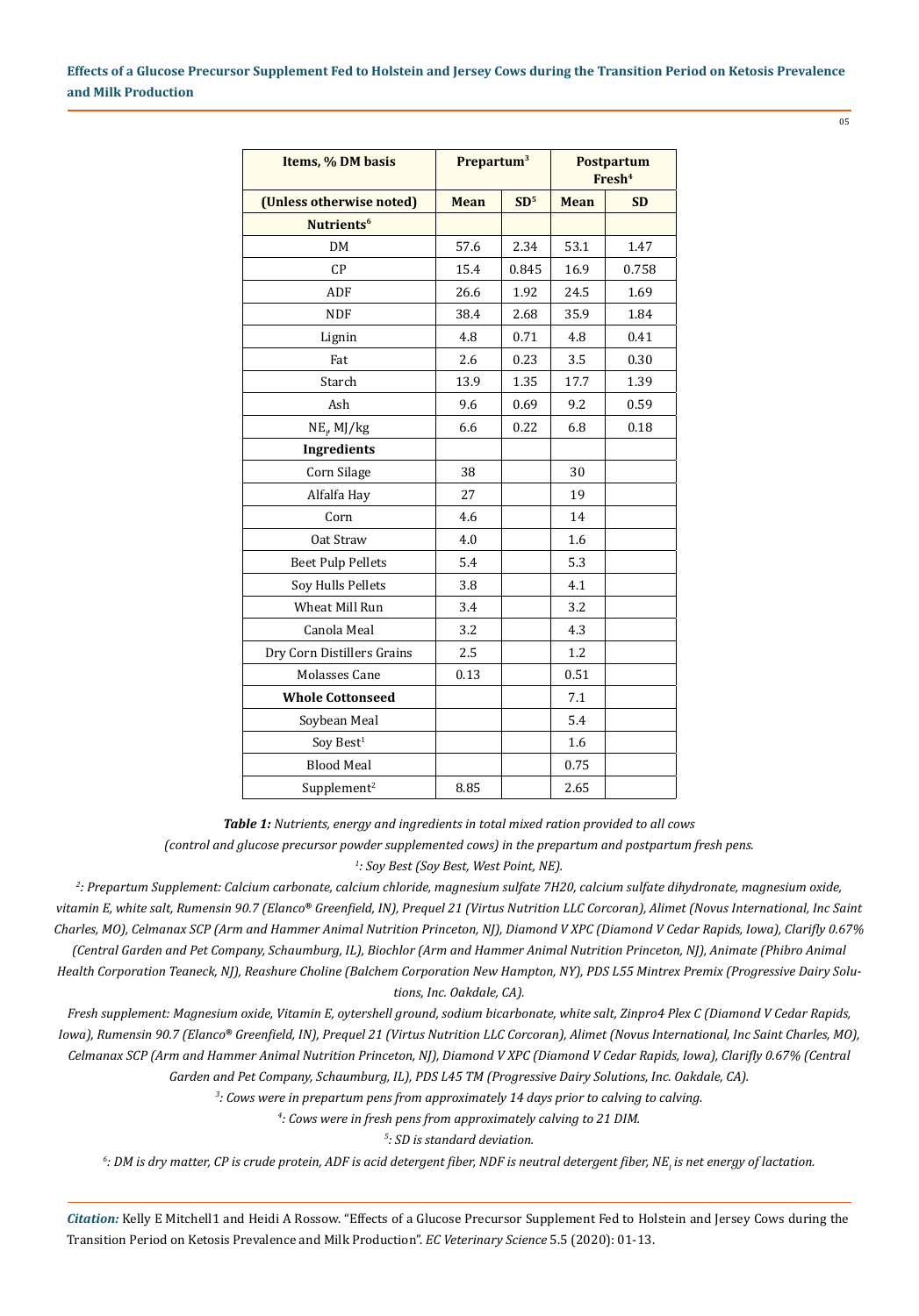| Items, % DM basis | Prepartum[3] | | Postpartum Fresh[4] | |
|---|---|---|---|---|
| (Unless otherwise noted) | Mean | SD[5] | Mean | SD |
| **Nutrients[6]** | | | | |
| DM | 57.6 | 2.34 | 53.1 | 1.47 |
| CP | 15.4 | 0.845 | 16.9 | 0.758 |
| ADF | 26.6 | 1.92 | 24.5 | 1.69 |
| NDF | 38.4 | 2.68 | 35.9 | 1.84 |
| Lignin | 4.8 | 0.71 | 4.8 | 0.41 |
| Fat | 2.6 | 0.23 | 3.5 | 0.30 |
| Starch | 13.9 | 1.35 | 17.7 | 1.39 |
| Ash | 9.6 | 0.69 | 9.2 | 0.59 |
| $NE_l$, MJ/kg | 6.6 | 0.22 | 6.8 | 0.18 |
| **Ingredients** | | | | |
| Corn Silage | 38 | | 30 | |
| Alfalfa Hay | 27 | | 19 | |
| Corn | 4.6 | | 14 | |
| Oat Straw | 4.0 | | 1.6 | |
| Beet Pulp Pellets | 5.4 | | 5.3 | |
| Soy Hulls Pellets | 3.8 | | 4.1 | |
| Wheat Mill Run | 3.4 | | 3.2 | |
| Canola Meal | 3.2 | | 4.3 | |
| Dry Corn Distillers Grains | 2.5 | | 1.2 | |
| Molasses Cane | 0.13 | | 0.51 | |
| **Whole Cottonseed** | | | 7.1 | |
| Soybean Meal | | | 5.4 | |
| Soy Best[1] | | | 1.6 | |
| Blood Meal | | | 0.75 | |
| Supplement[2] | 8.85 | | 2.65 | |

***Table 1:*** *Nutrients, energy and ingredients in total mixed ration provided to all cows (control and glucose precursor powder supplemented cows) in the prepartum and postpartum fresh pens.*

*[1]: Soy Best (Soy Best, West Point, NE).*

*[2]: Prepartum Supplement: Calcium carbonate, calcium chloride, magnesium sulfate 7H20, calcium sulfate dihydronate, magnesium oxide, vitamin E, white salt, Rumensin 90.7 (Elanco® Greenfield, IN), Prequel 21 (Virtus Nutrition LLC Corcoran), Alimet (Novus International, Inc Saint Charles, MO), Celmanax SCP (Arm and Hammer Animal Nutrition Princeton, NJ), Diamond V XPC (Diamond V Cedar Rapids, Iowa), Clarifly 0.67% (Central Garden and Pet Company, Schaumburg, IL), Biochlor (Arm and Hammer Animal Nutrition Princeton, NJ), Animate (Phibro Animal Health Corporation Teaneck, NJ), Reashure Choline (Balchem Corporation New Hampton, NY), PDS L55 Mintrex Premix (Progressive Dairy Solutions, Inc. Oakdale, CA).*

*Fresh supplement: Magnesium oxide, Vitamin E, oytershell ground, sodium bicarbonate, white salt, Zinpro4 Plex C (Diamond V Cedar Rapids, Iowa), Rumensin 90.7 (Elanco® Greenfield, IN), Prequel 21 (Virtus Nutrition LLC Corcoran), Alimet (Novus International, Inc Saint Charles, MO), Celmanax SCP (Arm and Hammer Animal Nutrition Princeton, NJ), Diamond V XPC (Diamond V Cedar Rapids, Iowa), Clarifly 0.67% (Central Garden and Pet Company, Schaumburg, IL), PDS L45 TM (Progressive Dairy Solutions, Inc. Oakdale, CA).*

*[3]: Cows were in prepartum pens from approximately 14 days prior to calving to calving.*

*[4]: Cows were in fresh pens from approximately calving to 21 DIM.*

*[5]: SD is standard deviation.*

*[6]: DM is dry matter, CP is crude protein, ADF is acid detergent fiber, NDF is neutral detergent fiber, $NE_l$ is net energy of lactation.*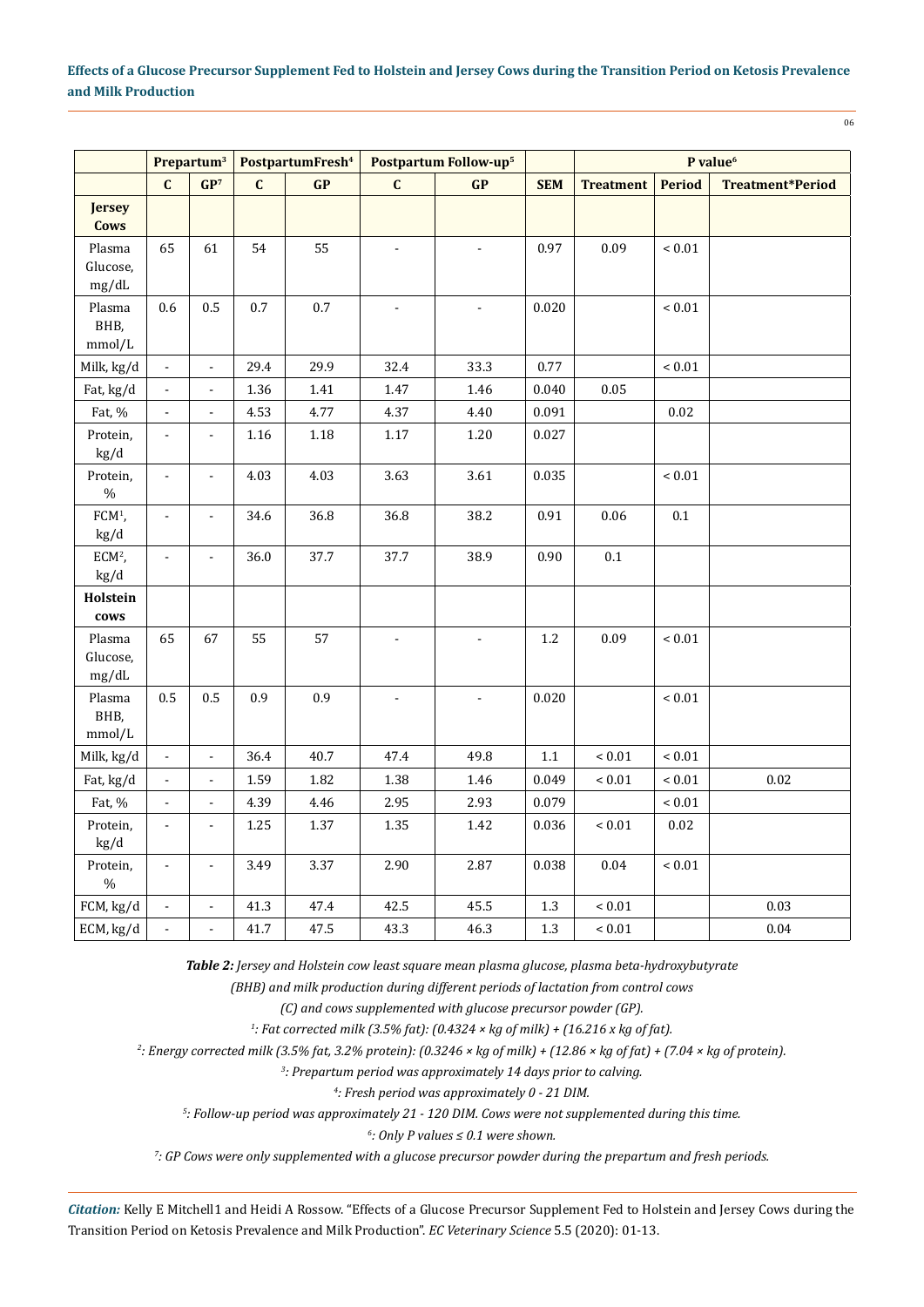| | Prepartum[3] | | PostpartumFresh[4] | | Postpartum Follow-up[5] | | | P value[6] | | |
|---|---|---|---|---|---|---|---|---|---|---|
| | C | GP[7] | C | GP | C | GP | SEM | Treatment | Period | Treatment*Period |
| **Jersey Cows** | | | | | | | | | | |
| Plasma Glucose, mg/dL | 65 | 61 | 54 | 55 | - | - | 0.97 | 0.09 | < 0.01 | |
| Plasma BHB, mmol/L | 0.6 | 0.5 | 0.7 | 0.7 | - | - | 0.020 | | < 0.01 | |
| Milk, kg/d | - | - | 29.4 | 29.9 | 32.4 | 33.3 | 0.77 | | < 0.01 | |
| Fat, kg/d | - | - | 1.36 | 1.41 | 1.47 | 1.46 | 0.040 | 0.05 | | |
| Fat, % | - | - | 4.53 | 4.77 | 4.37 | 4.40 | 0.091 | | 0.02 | |
| Protein, kg/d | - | - | 1.16 | 1.18 | 1.17 | 1.20 | 0.027 | | | |
| Protein, % | - | - | 4.03 | 4.03 | 3.63 | 3.61 | 0.035 | | < 0.01 | |
| FCM[1], kg/d | - | - | 34.6 | 36.8 | 36.8 | 38.2 | 0.91 | 0.06 | 0.1 | |
| ECM[2], kg/d | - | - | 36.0 | 37.7 | 37.7 | 38.9 | 0.90 | 0.1 | | |
| **Holstein cows** | | | | | | | | | | |
| Plasma Glucose, mg/dL | 65 | 67 | 55 | 57 | - | - | 1.2 | 0.09 | < 0.01 | |
| Plasma BHB, mmol/L | 0.5 | 0.5 | 0.9 | 0.9 | - | - | 0.020 | | < 0.01 | |
| Milk, kg/d | - | - | 36.4 | 40.7 | 47.4 | 49.8 | 1.1 | < 0.01 | < 0.01 | |
| Fat, kg/d | - | - | 1.59 | 1.82 | 1.38 | 1.46 | 0.049 | < 0.01 | < 0.01 | 0.02 |
| Fat, % | - | - | 4.39 | 4.46 | 2.95 | 2.93 | 0.079 | | < 0.01 | |
| Protein, kg/d | - | - | 1.25 | 1.37 | 1.35 | 1.42 | 0.036 | < 0.01 | 0.02 | |
| Protein, % | - | - | 3.49 | 3.37 | 2.90 | 2.87 | 0.038 | 0.04 | < 0.01 | |
| FCM, kg/d | - | - | 41.3 | 47.4 | 42.5 | 45.5 | 1.3 | < 0.01 | | 0.03 |
| ECM, kg/d | - | - | 41.7 | 47.5 | 43.3 | 46.3 | 1.3 | < 0.01 | | 0.04 |

***Table 2:*** *Jersey and Holstein cow least square mean plasma glucose, plasma beta-hydroxybutyrate (BHB) and milk production during different periods of lactation from control cows (C) and cows supplemented with glucose precursor powder (GP).*

*[1]: Fat corrected milk (3.5% fat): (0.4324 × kg of milk) + (16.216 x kg of fat).*

*[2]: Energy corrected milk (3.5% fat, 3.2% protein): (0.3246 × kg of milk) + (12.86 × kg of fat) + (7.04 × kg of protein).*

*[3]: Prepartum period was approximately 14 days prior to calving.*

*[4]: Fresh period was approximately 0 - 21 DIM.*

*[5]: Follow-up period was approximately 21 - 120 DIM. Cows were not supplemented during this time.*

*[6]: Only P values ≤ 0.1 were shown.*

*[7]: GP Cows were only supplemented with a glucose precursor powder during the prepartum and fresh periods.*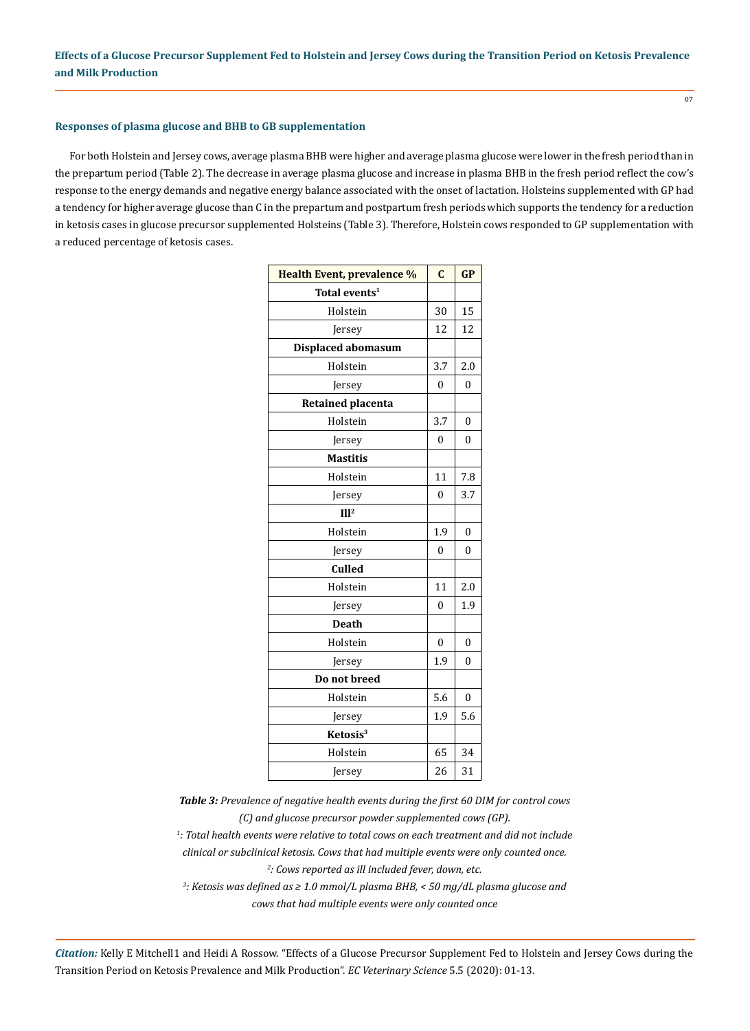### Responses of plasma glucose and BHB to GB supplementation

For both Holstein and Jersey cows, average plasma BHB were higher and average plasma glucose were lower in the fresh period than in the prepartum period (Table 2). The decrease in average plasma glucose and increase in plasma BHB in the fresh period reflect the cow's response to the energy demands and negative energy balance associated with the onset of lactation. Holsteins supplemented with GP had a tendency for higher average glucose than C in the prepartum and postpartum fresh periods which supports the tendency for a reduction in ketosis cases in glucose precursor supplemented Holsteins (Table 3). Therefore, Holstein cows responded to GP supplementation with a reduced percentage of ketosis cases.

| Health Event, prevalence % | C | GP |
|---|---|---|
| **Total events[1]** | | |
| Holstein | 30 | 15 |
| Jersey | 12 | 12 |
| **Displaced abomasum** | | |
| Holstein | 3.7 | 2.0 |
| Jersey | 0 | 0 |
| **Retained placenta** | | |
| Holstein | 3.7 | 0 |
| Jersey | 0 | 0 |
| **Mastitis** | | |
| Holstein | 11 | 7.8 |
| Jersey | 0 | 3.7 |
| **Ill[2]** | | |
| Holstein | 1.9 | 0 |
| Jersey | 0 | 0 |
| **Culled** | | |
| Holstein | 11 | 2.0 |
| Jersey | 0 | 1.9 |
| **Death** | | |
| Holstein | 0 | 0 |
| Jersey | 1.9 | 0 |
| **Do not breed** | | |
| Holstein | 5.6 | 0 |
| Jersey | 1.9 | 5.6 |
| **Ketosis[3]** | | |
| Holstein | 65 | 34 |
| Jersey | 26 | 31 |

***Table 3:*** *Prevalence of negative health events during the first 60 DIM for control cows (C) and glucose precursor powder supplemented cows (GP).*

*[1]: Total health events were relative to total cows on each treatment and did not include clinical or subclinical ketosis. Cows that had multiple events were only counted once.*

*[2]: Cows reported as ill included fever, down, etc.*

*[3]: Ketosis was defined as ≥ 1.0 mmol/L plasma BHB, < 50 mg/dL plasma glucose and cows that had multiple events were only counted once*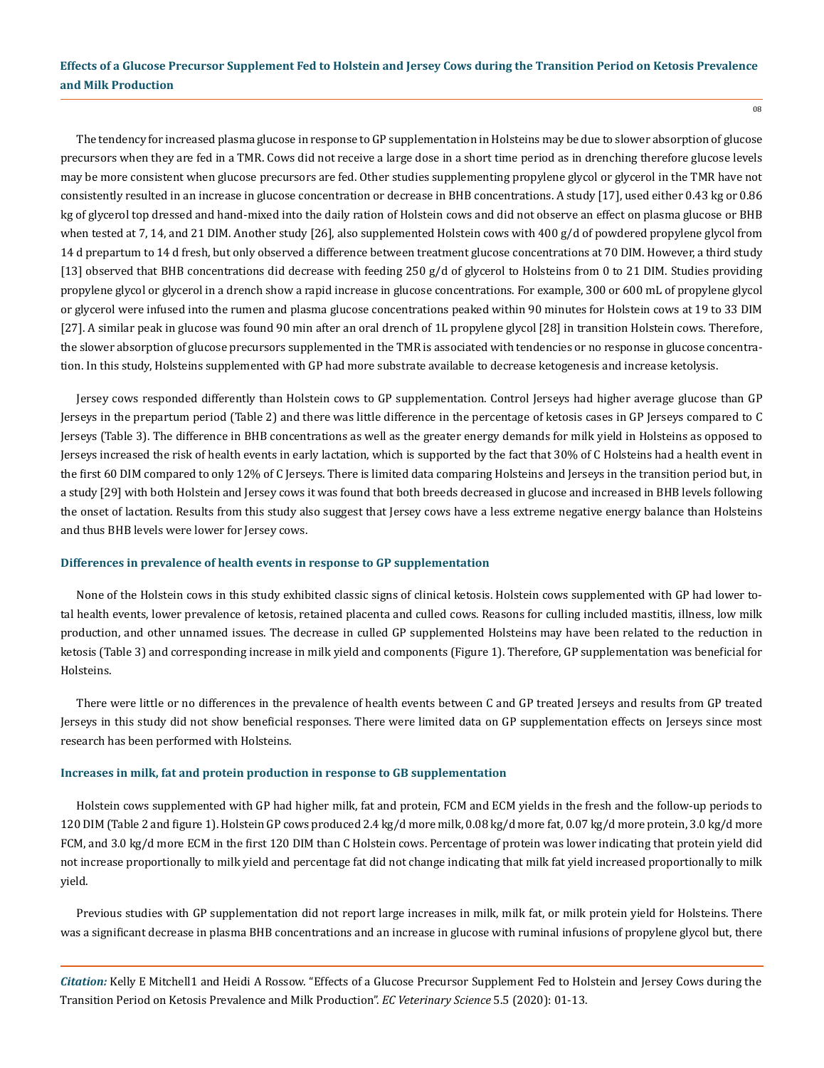The tendency for increased plasma glucose in response to GP supplementation in Holsteins may be due to slower absorption of glucose precursors when they are fed in a TMR. Cows did not receive a large dose in a short time period as in drenching therefore glucose levels may be more consistent when glucose precursors are fed. Other studies supplementing propylene glycol or glycerol in the TMR have not consistently resulted in an increase in glucose concentration or decrease in BHB concentrations. A study [17], used either 0.43 kg or 0.86 kg of glycerol top dressed and hand-mixed into the daily ration of Holstein cows and did not observe an effect on plasma glucose or BHB when tested at 7, 14, and 21 DIM. Another study [26], also supplemented Holstein cows with 400 g/d of powdered propylene glycol from 14 d prepartum to 14 d fresh, but only observed a difference between treatment glucose concentrations at 70 DIM. However, a third study [13] observed that BHB concentrations did decrease with feeding 250 g/d of glycerol to Holsteins from 0 to 21 DIM. Studies providing propylene glycol or glycerol in a drench show a rapid increase in glucose concentrations. For example, 300 or 600 mL of propylene glycol or glycerol were infused into the rumen and plasma glucose concentrations peaked within 90 minutes for Holstein cows at 19 to 33 DIM [27]. A similar peak in glucose was found 90 min after an oral drench of 1L propylene glycol [28] in transition Holstein cows. Therefore, the slower absorption of glucose precursors supplemented in the TMR is associated with tendencies or no response in glucose concentration. In this study, Holsteins supplemented with GP had more substrate available to decrease ketogenesis and increase ketolysis.

Jersey cows responded differently than Holstein cows to GP supplementation. Control Jerseys had higher average glucose than GP Jerseys in the prepartum period (Table 2) and there was little difference in the percentage of ketosis cases in GP Jerseys compared to C Jerseys (Table 3). The difference in BHB concentrations as well as the greater energy demands for milk yield in Holsteins as opposed to Jerseys increased the risk of health events in early lactation, which is supported by the fact that 30% of C Holsteins had a health event in the first 60 DIM compared to only 12% of C Jerseys. There is limited data comparing Holsteins and Jerseys in the transition period but, in a study [29] with both Holstein and Jersey cows it was found that both breeds decreased in glucose and increased in BHB levels following the onset of lactation. Results from this study also suggest that Jersey cows have a less extreme negative energy balance than Holsteins and thus BHB levels were lower for Jersey cows.

### Differences in prevalence of health events in response to GP supplementation

None of the Holstein cows in this study exhibited classic signs of clinical ketosis. Holstein cows supplemented with GP had lower total health events, lower prevalence of ketosis, retained placenta and culled cows. Reasons for culling included mastitis, illness, low milk production, and other unnamed issues. The decrease in culled GP supplemented Holsteins may have been related to the reduction in ketosis (Table 3) and corresponding increase in milk yield and components (Figure 1). Therefore, GP supplementation was beneficial for Holsteins.

There were little or no differences in the prevalence of health events between C and GP treated Jerseys and results from GP treated Jerseys in this study did not show beneficial responses. There were limited data on GP supplementation effects on Jerseys since most research has been performed with Holsteins.

### Increases in milk, fat and protein production in response to GB supplementation

Holstein cows supplemented with GP had higher milk, fat and protein, FCM and ECM yields in the fresh and the follow-up periods to 120 DIM (Table 2 and figure 1). Holstein GP cows produced 2.4 kg/d more milk, 0.08 kg/d more fat, 0.07 kg/d more protein, 3.0 kg/d more FCM, and 3.0 kg/d more ECM in the first 120 DIM than C Holstein cows. Percentage of protein was lower indicating that protein yield did not increase proportionally to milk yield and percentage fat did not change indicating that milk fat yield increased proportionally to milk yield.

Previous studies with GP supplementation did not report large increases in milk, milk fat, or milk protein yield for Holsteins. There was a significant decrease in plasma BHB concentrations and an increase in glucose with ruminal infusions of propylene glycol but, there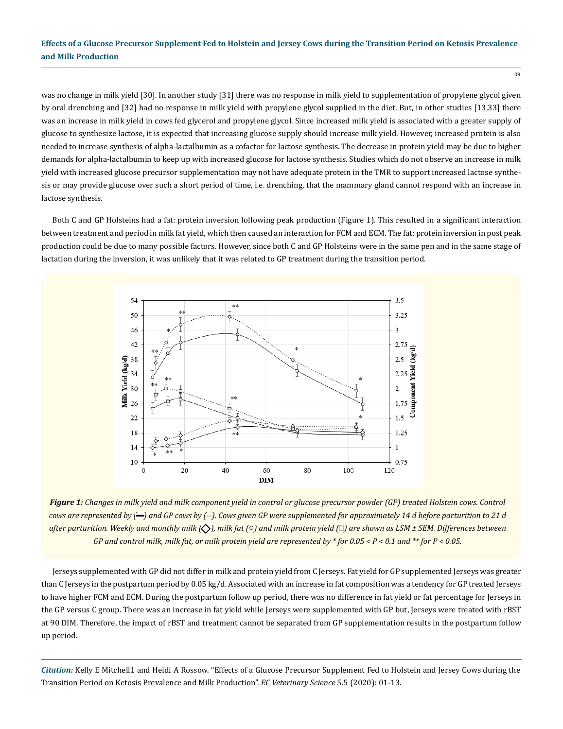was no change in milk yield [30]. In another study [31] there was no response in milk yield to supplementation of propylene glycol given by oral drenching and [32] had no response in milk yield with propylene glycol supplied in the diet. But, in other studies [13,33] there was an increase in milk yield in cows fed glycerol and propylene glycol. Since increased milk yield is associated with a greater supply of glucose to synthesize lactose, it is expected that increasing glucose supply should increase milk yield. However, increased protein is also needed to increase synthesis of alpha-lactalbumin as a cofactor for lactose synthesis. The decrease in protein yield may be due to higher demands for alpha-lactalbumin to keep up with increased glucose for lactose synthesis. Studies which do not observe an increase in milk yield with increased glucose precursor supplementation may not have adequate protein in the TMR to support increased lactose synthesis or may provide glucose over such a short period of time, i.e. drenching, that the mammary gland cannot respond with an increase in lactose synthesis.

Both C and GP Holsteins had a fat: protein inversion following peak production (Figure 1). This resulted in a significant interaction between treatment and period in milk fat yield, which then caused an interaction for FCM and ECM. The fat: protein inversion in post peak production could be due to many possible factors. However, since both C and GP Holsteins were in the same pen and in the same stage of lactation during the inversion, it was unlikely that it was related to GP treatment during the transition period.

***Figure 1:*** *Changes in milk yield and milk component yield in control or glucose precursor powder (GP) treated Holstein cows. Control cows are represented by (—) and GP cows by (--). Cows given GP were supplemented for approximately 14 d before parturition to 21 d after parturition. Weekly and monthly milk (◇), milk fat (○) and milk protein yield (□) are shown as LSM ± SEM. Differences between GP and control milk, milk fat, or milk protein yield are represented by * for 0.05 < P < 0.1 and ** for P < 0.05.*

Jerseys supplemented with GP did not differ in milk and protein yield from C Jerseys. Fat yield for GP supplemented Jerseys was greater than C Jerseys in the postpartum period by 0.05 kg/d. Associated with an increase in fat composition was a tendency for GP treated Jerseys to have higher FCM and ECM. During the postpartum follow up period, there was no difference in fat yield or fat percentage for Jerseys in the GP versus C group. There was an increase in fat yield while Jerseys were supplemented with GP but, Jerseys were treated with rBST at 90 DIM. Therefore, the impact of rBST and treatment cannot be separated from GP supplementation results in the postpartum follow up period.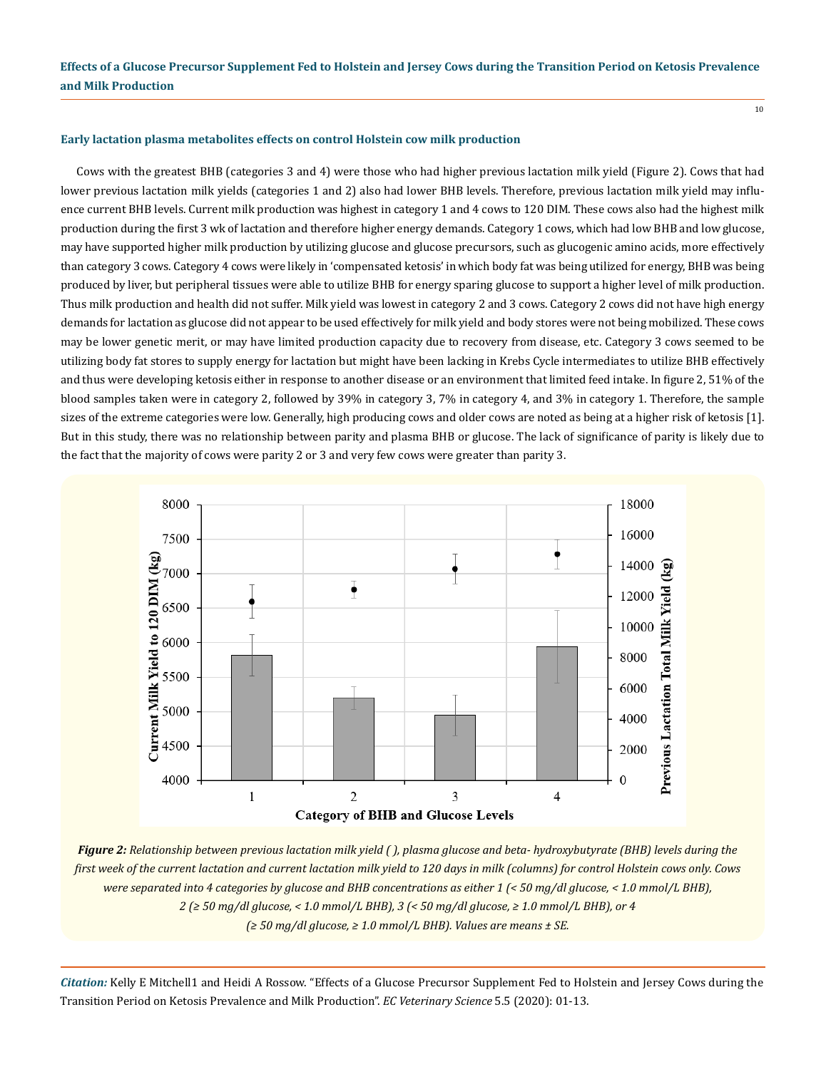### Early lactation plasma metabolites effects on control Holstein cow milk production

Cows with the greatest BHB (categories 3 and 4) were those who had higher previous lactation milk yield (Figure 2). Cows that had lower previous lactation milk yields (categories 1 and 2) also had lower BHB levels. Therefore, previous lactation milk yield may influence current BHB levels. Current milk production was highest in category 1 and 4 cows to 120 DIM. These cows also had the highest milk production during the first 3 wk of lactation and therefore higher energy demands. Category 1 cows, which had low BHB and low glucose, may have supported higher milk production by utilizing glucose and glucose precursors, such as glucogenic amino acids, more effectively than category 3 cows. Category 4 cows were likely in 'compensated ketosis' in which body fat was being utilized for energy, BHB was being produced by liver, but peripheral tissues were able to utilize BHB for energy sparing glucose to support a higher level of milk production. Thus milk production and health did not suffer. Milk yield was lowest in category 2 and 3 cows. Category 2 cows did not have high energy demands for lactation as glucose did not appear to be used effectively for milk yield and body stores were not being mobilized. These cows may be lower genetic merit, or may have limited production capacity due to recovery from disease, etc. Category 3 cows seemed to be utilizing body fat stores to supply energy for lactation but might have been lacking in Krebs Cycle intermediates to utilize BHB effectively and thus were developing ketosis either in response to another disease or an environment that limited feed intake. In figure 2, 51% of the blood samples taken were in category 2, followed by 39% in category 3, 7% in category 4, and 3% in category 1. Therefore, the sample sizes of the extreme categories were low. Generally, high producing cows and older cows are noted as being at a higher risk of ketosis [1]. But in this study, there was no relationship between parity and plasma BHB or glucose. The lack of significance of parity is likely due to the fact that the majority of cows were parity 2 or 3 and very few cows were greater than parity 3.

***Figure 2:*** *Relationship between previous lactation milk yield ( ), plasma glucose and beta- hydroxybutyrate (BHB) levels during the first week of the current lactation and current lactation milk yield to 120 days in milk (columns) for control Holstein cows only. Cows were separated into 4 categories by glucose and BHB concentrations as either 1 (< 50 mg/dl glucose, < 1.0 mmol/L BHB), 2 (≥ 50 mg/dl glucose, < 1.0 mmol/L BHB), 3 (< 50 mg/dl glucose, ≥ 1.0 mmol/L BHB), or 4 (≥ 50 mg/dl glucose, ≥ 1.0 mmol/L BHB). Values are means ± SE.*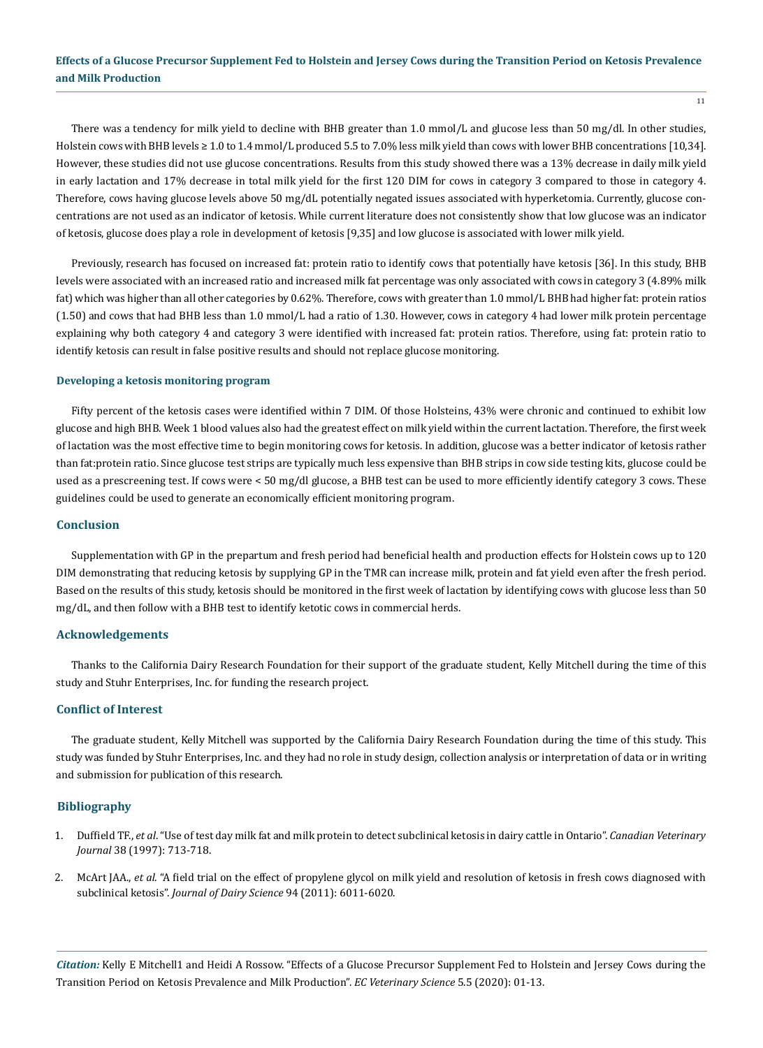There was a tendency for milk yield to decline with BHB greater than 1.0 mmol/L and glucose less than 50 mg/dl. In other studies, Holstein cows with BHB levels ≥ 1.0 to 1.4 mmol/L produced 5.5 to 7.0% less milk yield than cows with lower BHB concentrations [10,34]. However, these studies did not use glucose concentrations. Results from this study showed there was a 13% decrease in daily milk yield in early lactation and 17% decrease in total milk yield for the first 120 DIM for cows in category 3 compared to those in category 4. Therefore, cows having glucose levels above 50 mg/dL potentially negated issues associated with hyperketomia. Currently, glucose concentrations are not used as an indicator of ketosis. While current literature does not consistently show that low glucose was an indicator of ketosis, glucose does play a role in development of ketosis [9,35] and low glucose is associated with lower milk yield.

Previously, research has focused on increased fat: protein ratio to identify cows that potentially have ketosis [36]. In this study, BHB levels were associated with an increased ratio and increased milk fat percentage was only associated with cows in category 3 (4.89% milk fat) which was higher than all other categories by 0.62%. Therefore, cows with greater than 1.0 mmol/L BHB had higher fat: protein ratios (1.50) and cows that had BHB less than 1.0 mmol/L had a ratio of 1.30. However, cows in category 4 had lower milk protein percentage explaining why both category 4 and category 3 were identified with increased fat: protein ratios. Therefore, using fat: protein ratio to identify ketosis can result in false positive results and should not replace glucose monitoring.

### Developing a ketosis monitoring program

Fifty percent of the ketosis cases were identified within 7 DIM. Of those Holsteins, 43% were chronic and continued to exhibit low glucose and high BHB. Week 1 blood values also had the greatest effect on milk yield within the current lactation. Therefore, the first week of lactation was the most effective time to begin monitoring cows for ketosis. In addition, glucose was a better indicator of ketosis rather than fat:protein ratio. Since glucose test strips are typically much less expensive than BHB strips in cow side testing kits, glucose could be used as a prescreening test. If cows were < 50 mg/dl glucose, a BHB test can be used to more efficiently identify category 3 cows. These guidelines could be used to generate an economically efficient monitoring program.

## Conclusion

Supplementation with GP in the prepartum and fresh period had beneficial health and production effects for Holstein cows up to 120 DIM demonstrating that reducing ketosis by supplying GP in the TMR can increase milk, protein and fat yield even after the fresh period. Based on the results of this study, ketosis should be monitored in the first week of lactation by identifying cows with glucose less than 50 mg/dL, and then follow with a BHB test to identify ketotic cows in commercial herds.

## Acknowledgements

Thanks to the California Dairy Research Foundation for their support of the graduate student, Kelly Mitchell during the time of this study and Stuhr Enterprises, Inc. for funding the research project.

## Conflict of Interest

The graduate student, Kelly Mitchell was supported by the California Dairy Research Foundation during the time of this study. This study was funded by Stuhr Enterprises, Inc. and they had no role in study design, collection analysis or interpretation of data or in writing and submission for publication of this research.

## Bibliography

1. Duffield TF., *et al*. "Use of test day milk fat and milk protein to detect subclinical ketosis in dairy cattle in Ontario". *Canadian Veterinary Journal* 38 (1997): 713-718.
2. McArt JAA., *et al*. "A field trial on the effect of propylene glycol on milk yield and resolution of ketosis in fresh cows diagnosed with subclinical ketosis". *Journal of Dairy Science* 94 (2011): 6011-6020.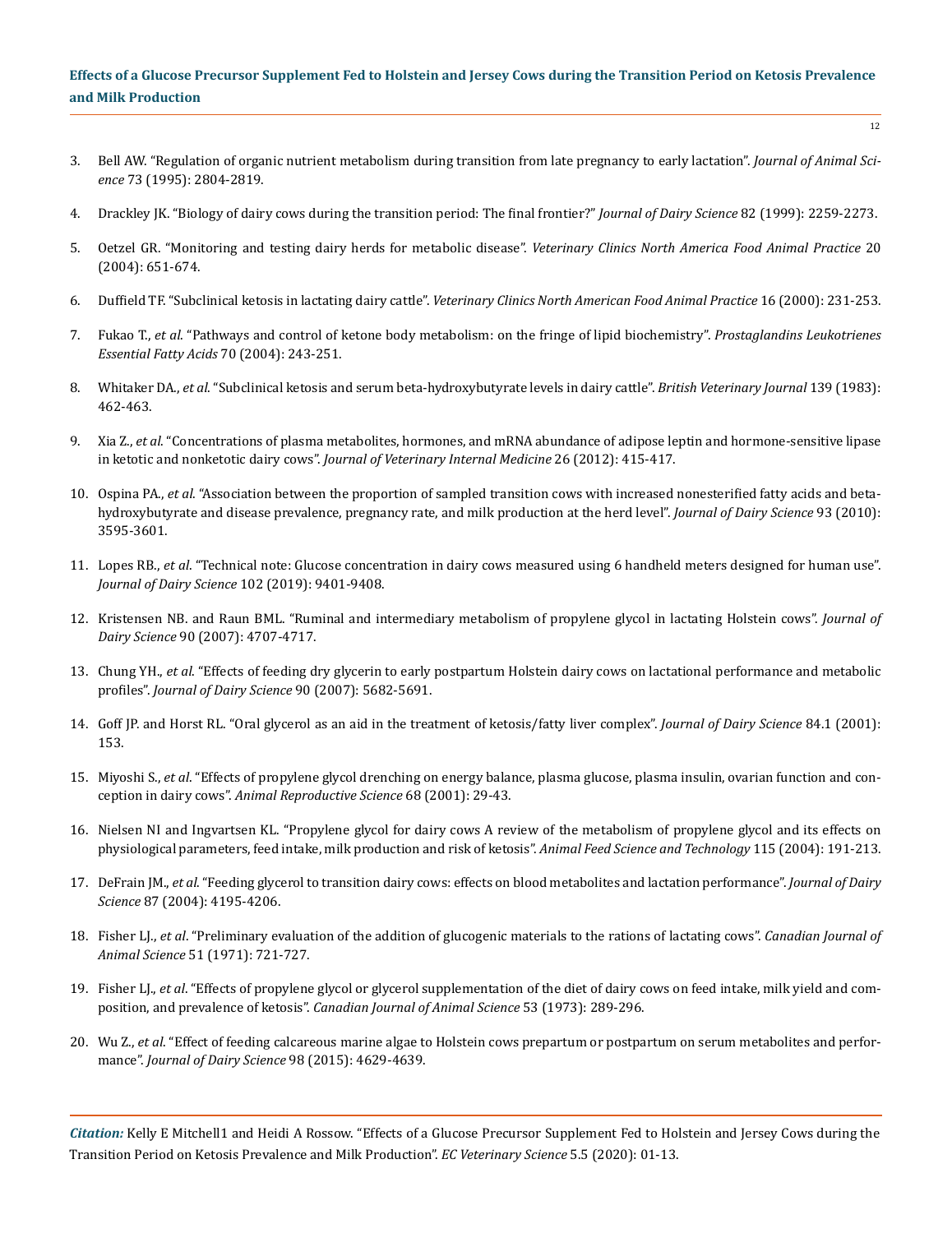3. Bell AW. "Regulation of organic nutrient metabolism during transition from late pregnancy to early lactation". *Journal of Animal Science* 73 (1995): 2804-2819.
4. Drackley JK. "Biology of dairy cows during the transition period: The final frontier?" *Journal of Dairy Science* 82 (1999): 2259-2273.
5. Oetzel GR. "Monitoring and testing dairy herds for metabolic disease". *Veterinary Clinics North America Food Animal Practice* 20 (2004): 651-674.
6. Duffield TF. "Subclinical ketosis in lactating dairy cattle". *Veterinary Clinics North American Food Animal Practice* 16 (2000): 231-253.
7. Fukao T., *et al*. "Pathways and control of ketone body metabolism: on the fringe of lipid biochemistry". *Prostaglandins Leukotrienes Essential Fatty Acids* 70 (2004): 243-251.
8. Whitaker DA., *et al*. "Subclinical ketosis and serum beta-hydroxybutyrate levels in dairy cattle". *British Veterinary Journal* 139 (1983): 462-463.
9. Xia Z., *et al*. "Concentrations of plasma metabolites, hormones, and mRNA abundance of adipose leptin and hormone-sensitive lipase in ketotic and nonketotic dairy cows". *Journal of Veterinary Internal Medicine* 26 (2012): 415-417.
10. Ospina PA., *et al*. "Association between the proportion of sampled transition cows with increased nonesterified fatty acids and beta-hydroxybutyrate and disease prevalence, pregnancy rate, and milk production at the herd level". *Journal of Dairy Science* 93 (2010): 3595-3601.
11. Lopes RB., *et al*. "Technical note: Glucose concentration in dairy cows measured using 6 handheld meters designed for human use". *Journal of Dairy Science* 102 (2019): 9401-9408.
12. Kristensen NB. and Raun BML. "Ruminal and intermediary metabolism of propylene glycol in lactating Holstein cows". *Journal of Dairy Science* 90 (2007): 4707-4717.
13. Chung YH., *et al*. "Effects of feeding dry glycerin to early postpartum Holstein dairy cows on lactational performance and metabolic profiles". *Journal of Dairy Science* 90 (2007): 5682-5691.
14. Goff JP. and Horst RL. "Oral glycerol as an aid in the treatment of ketosis/fatty liver complex". *Journal of Dairy Science* 84.1 (2001): 153.
15. Miyoshi S., *et al*. "Effects of propylene glycol drenching on energy balance, plasma glucose, plasma insulin, ovarian function and conception in dairy cows". *Animal Reproductive Science* 68 (2001): 29-43.
16. Nielsen NI and Ingvartsen KL. "Propylene glycol for dairy cows A review of the metabolism of propylene glycol and its effects on physiological parameters, feed intake, milk production and risk of ketosis". *Animal Feed Science and Technology* 115 (2004): 191-213.
17. DeFrain JM., *et al*. "Feeding glycerol to transition dairy cows: effects on blood metabolites and lactation performance". *Journal of Dairy Science* 87 (2004): 4195-4206.
18. Fisher LJ., *et al*. "Preliminary evaluation of the addition of glucogenic materials to the rations of lactating cows". *Canadian Journal of Animal Science* 51 (1971): 721-727.
19. Fisher LJ., *et al*. "Effects of propylene glycol or glycerol supplementation of the diet of dairy cows on feed intake, milk yield and composition, and prevalence of ketosis". *Canadian Journal of Animal Science* 53 (1973): 289-296.
20. Wu Z., *et al*. "Effect of feeding calcareous marine algae to Holstein cows prepartum or postpartum on serum metabolites and performance". *Journal of Dairy Science* 98 (2015): 4629-4639.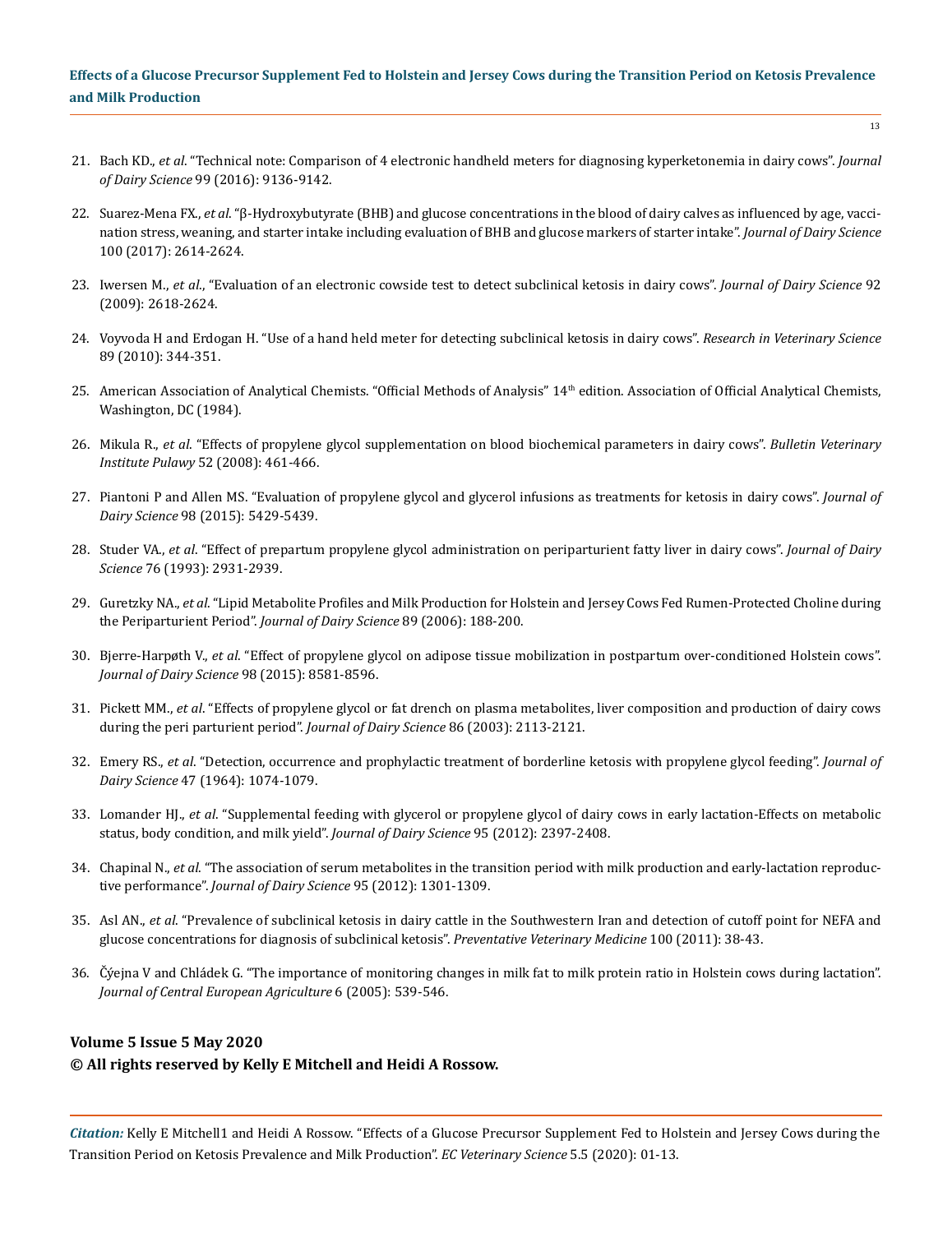21. Bach KD., *et al*. "Technical note: Comparison of 4 electronic handheld meters for diagnosing kyperketonemia in dairy cows". *Journal of Dairy Science* 99 (2016): 9136-9142.

22. Suarez-Mena FX., *et al*. "β-Hydroxybutyrate (BHB) and glucose concentrations in the blood of dairy calves as influenced by age, vaccination stress, weaning, and starter intake including evaluation of BHB and glucose markers of starter intake". *Journal of Dairy Science* 100 (2017): 2614-2624.

23. Iwersen M., *et al*., "Evaluation of an electronic cowside test to detect subclinical ketosis in dairy cows". *Journal of Dairy Science* 92 (2009): 2618-2624.

24. Voyvoda H and Erdogan H. "Use of a hand held meter for detecting subclinical ketosis in dairy cows". *Research in Veterinary Science* 89 (2010): 344-351.

25. American Association of Analytical Chemists. "Official Methods of Analysis" 14th edition. Association of Official Analytical Chemists, Washington, DC (1984).

26. Mikula R., *et al*. "Effects of propylene glycol supplementation on blood biochemical parameters in dairy cows". *Bulletin Veterinary Institute Pulawy* 52 (2008): 461-466.

27. Piantoni P and Allen MS. "Evaluation of propylene glycol and glycerol infusions as treatments for ketosis in dairy cows". *Journal of Dairy Science* 98 (2015): 5429-5439.

28. Studer VA., *et al*. "Effect of prepartum propylene glycol administration on periparturient fatty liver in dairy cows". *Journal of Dairy Science* 76 (1993): 2931-2939.

29. Guretzky NA., *et al*. "Lipid Metabolite Profiles and Milk Production for Holstein and Jersey Cows Fed Rumen-Protected Choline during the Periparturient Period". *Journal of Dairy Science* 89 (2006): 188-200.

30. Bjerre-Harpøth V., *et al*. "Effect of propylene glycol on adipose tissue mobilization in postpartum over-conditioned Holstein cows". *Journal of Dairy Science* 98 (2015): 8581-8596.

31. Pickett MM., *et al*. "Effects of propylene glycol or fat drench on plasma metabolites, liver composition and production of dairy cows during the peri parturient period". *Journal of Dairy Science* 86 (2003): 2113-2121.

32. Emery RS., *et al*. "Detection, occurrence and prophylactic treatment of borderline ketosis with propylene glycol feeding". *Journal of Dairy Science* 47 (1964): 1074-1079.

33. Lomander HJ., *et al*. "Supplemental feeding with glycerol or propylene glycol of dairy cows in early lactation-Effects on metabolic status, body condition, and milk yield". *Journal of Dairy Science* 95 (2012): 2397-2408.

34. Chapinal N., *et al*. "The association of serum metabolites in the transition period with milk production and early-lactation reproductive performance". *Journal of Dairy Science* 95 (2012): 1301-1309.

35. Asl AN., *et al*. "Prevalence of subclinical ketosis in dairy cattle in the Southwestern Iran and detection of cutoff point for NEFA and glucose concentrations for diagnosis of subclinical ketosis". *Preventative Veterinary Medicine* 100 (2011): 38-43.

36. Čýejna V and Chládek G. "The importance of monitoring changes in milk fat to milk protein ratio in Holstein cows during lactation". *Journal of Central European Agriculture* 6 (2005): 539-546.

**Volume 5 Issue 5 May 2020**
**© All rights reserved by Kelly E Mitchell and Heidi A Rossow.**